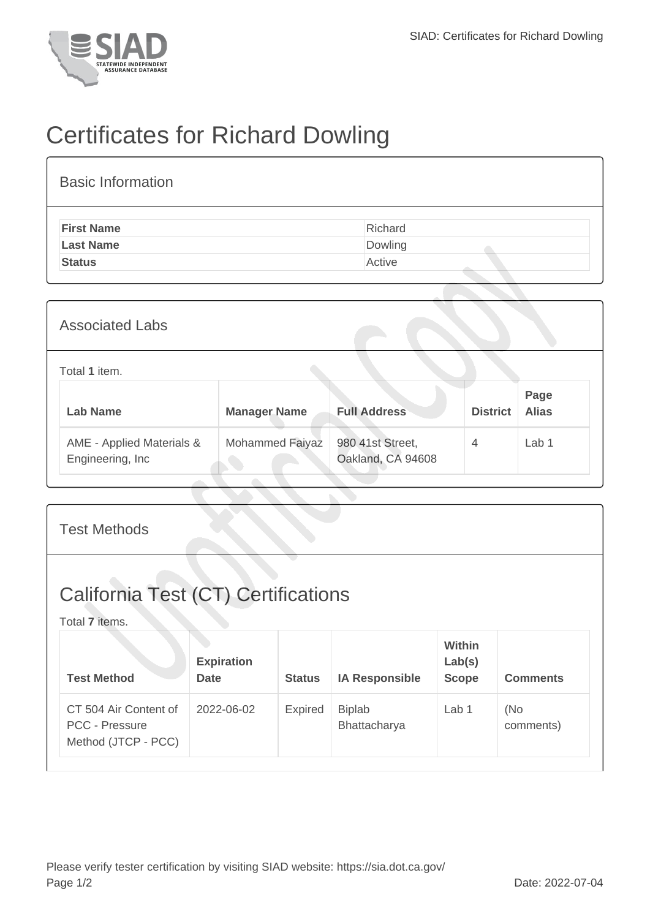# Certificates for Richard Dowling

## Basic Information

| | |
|---|---|
| **First Name** | Richard |
| **Last Name** | Dowling |
| **Status** | Active |

## Associated Labs

Total **1** item.

| Lab Name | Manager Name | Full Address | District | Page Alias |
|---|---|---|---|---|
| AME - Applied Materials & Engineering, Inc | Mohammed Faiyaz | 980 41st Street, Oakland, CA 94608 | 4 | Lab 1 |

## Test Methods

## California Test (CT) Certifications

Total **7** items.

| Test Method | Expiration Date | Status | IA Responsible | Within Lab(s) Scope | Comments |
|---|---|---|---|---|---|
| CT 504 Air Content of PCC - Pressure Method (JTCP - PCC) | 2022-06-02 | Expired | Biplab Bhattacharya | Lab 1 | (No comments) |

Please verify tester certification by visiting SIAD website: https://sia.dot.ca.gov/

Date: 2022-07-04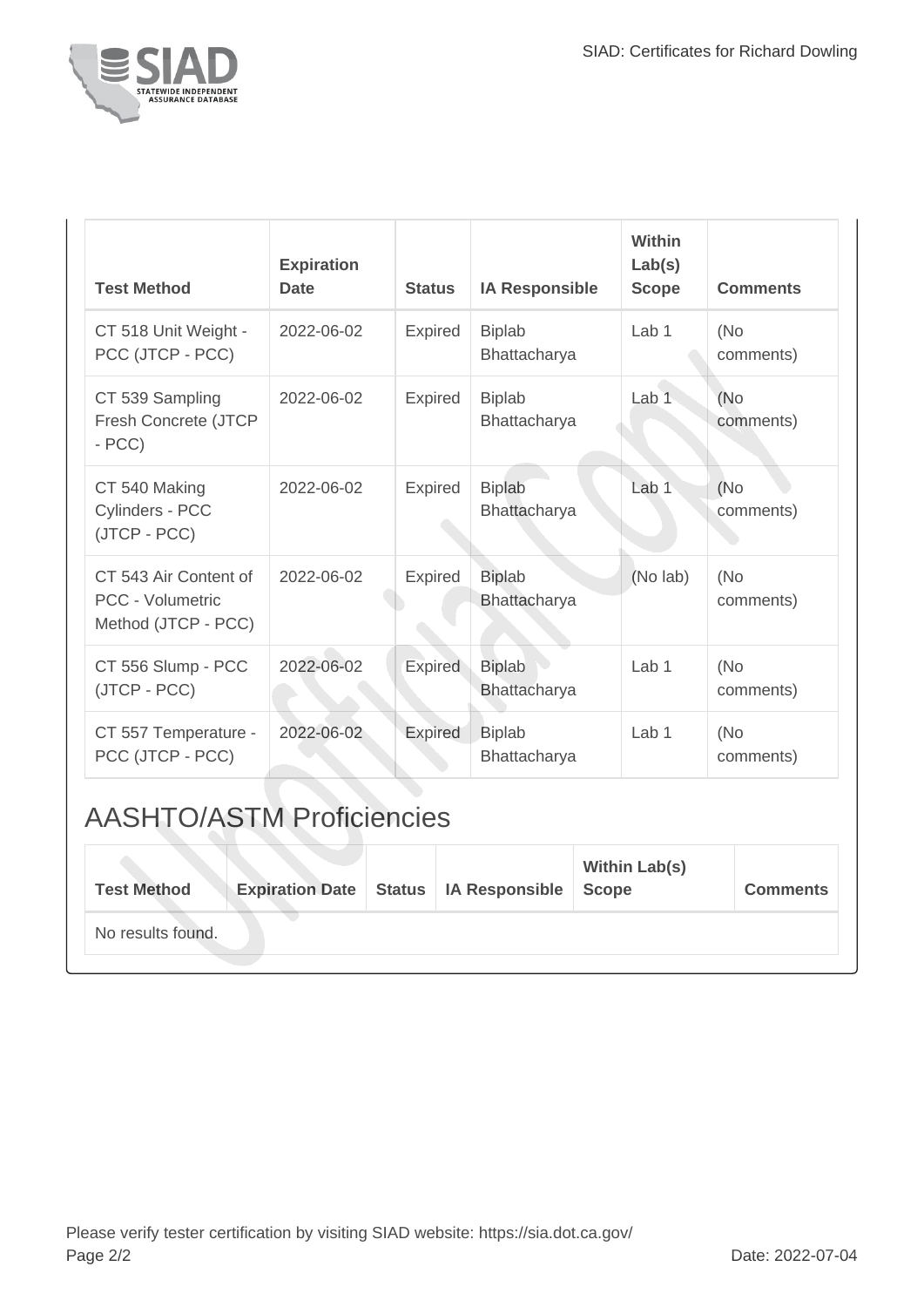| Test Method | Expiration Date | Status | IA Responsible | Within Lab(s) Scope | Comments |
|---|---|---|---|---|---|
| CT 518 Unit Weight - PCC (JTCP - PCC) | 2022-06-02 | Expired | Biplab Bhattacharya | Lab 1 | (No comments) |
| CT 539 Sampling Fresh Concrete (JTCP - PCC) | 2022-06-02 | Expired | Biplab Bhattacharya | Lab 1 | (No comments) |
| CT 540 Making Cylinders - PCC (JTCP - PCC) | 2022-06-02 | Expired | Biplab Bhattacharya | Lab 1 | (No comments) |
| CT 543 Air Content of PCC - Volumetric Method (JTCP - PCC) | 2022-06-02 | Expired | Biplab Bhattacharya | (No lab) | (No comments) |
| CT 556 Slump - PCC (JTCP - PCC) | 2022-06-02 | Expired | Biplab Bhattacharya | Lab 1 | (No comments) |
| CT 557 Temperature - PCC (JTCP - PCC) | 2022-06-02 | Expired | Biplab Bhattacharya | Lab 1 | (No comments) |

## AASHTO/ASTM Proficiencies

| Test Method | Expiration Date | Status | IA Responsible | Within Lab(s) Scope | Comments |
|---|---|---|---|---|---|
| No results found. | | | | | |

Please verify tester certification by visiting SIAD website: https://sia.dot.ca.gov/

Date: 2022-07-04